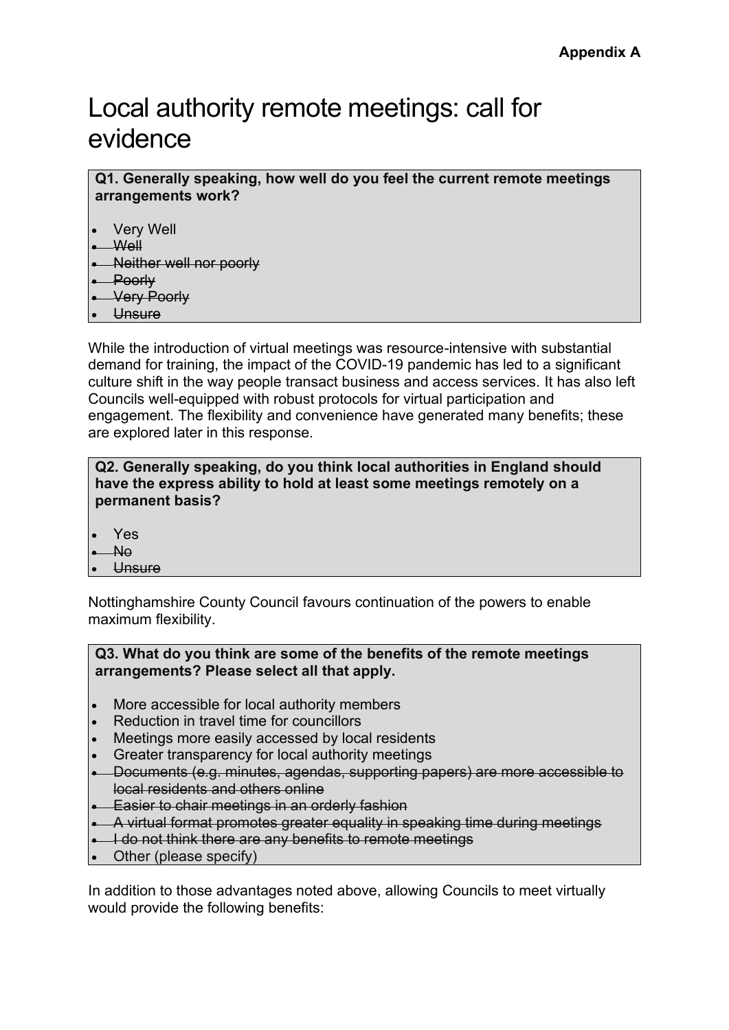**Appendix A**

# Local authority remote meetings: call for evidence

**Q1. Generally speaking, how well do you feel the current remote meetings arrangements work?**

- Very Well
- ~~Well~~
- ~~Neither well nor poorly~~
- ~~Poorly~~
- ~~Very Poorly~~
- ~~Unsure~~

While the introduction of virtual meetings was resource-intensive with substantial demand for training, the impact of the COVID-19 pandemic has led to a significant culture shift in the way people transact business and access services. It has also left Councils well-equipped with robust protocols for virtual participation and engagement. The flexibility and convenience have generated many benefits; these are explored later in this response.

**Q2. Generally speaking, do you think local authorities in England should have the express ability to hold at least some meetings remotely on a permanent basis?**

- Yes
- ~~No~~
- ~~Unsure~~

Nottinghamshire County Council favours continuation of the powers to enable maximum flexibility.

**Q3. What do you think are some of the benefits of the remote meetings arrangements? Please select all that apply.**

- More accessible for local authority members
- Reduction in travel time for councillors
- Meetings more easily accessed by local residents
- Greater transparency for local authority meetings
- ~~Documents (e.g. minutes, agendas, supporting papers) are more accessible to local residents and others online~~
- ~~Easier to chair meetings in an orderly fashion~~
- ~~A virtual format promotes greater equality in speaking time during meetings~~
- ~~I do not think there are any benefits to remote meetings~~
- Other (please specify)

In addition to those advantages noted above, allowing Councils to meet virtually would provide the following benefits: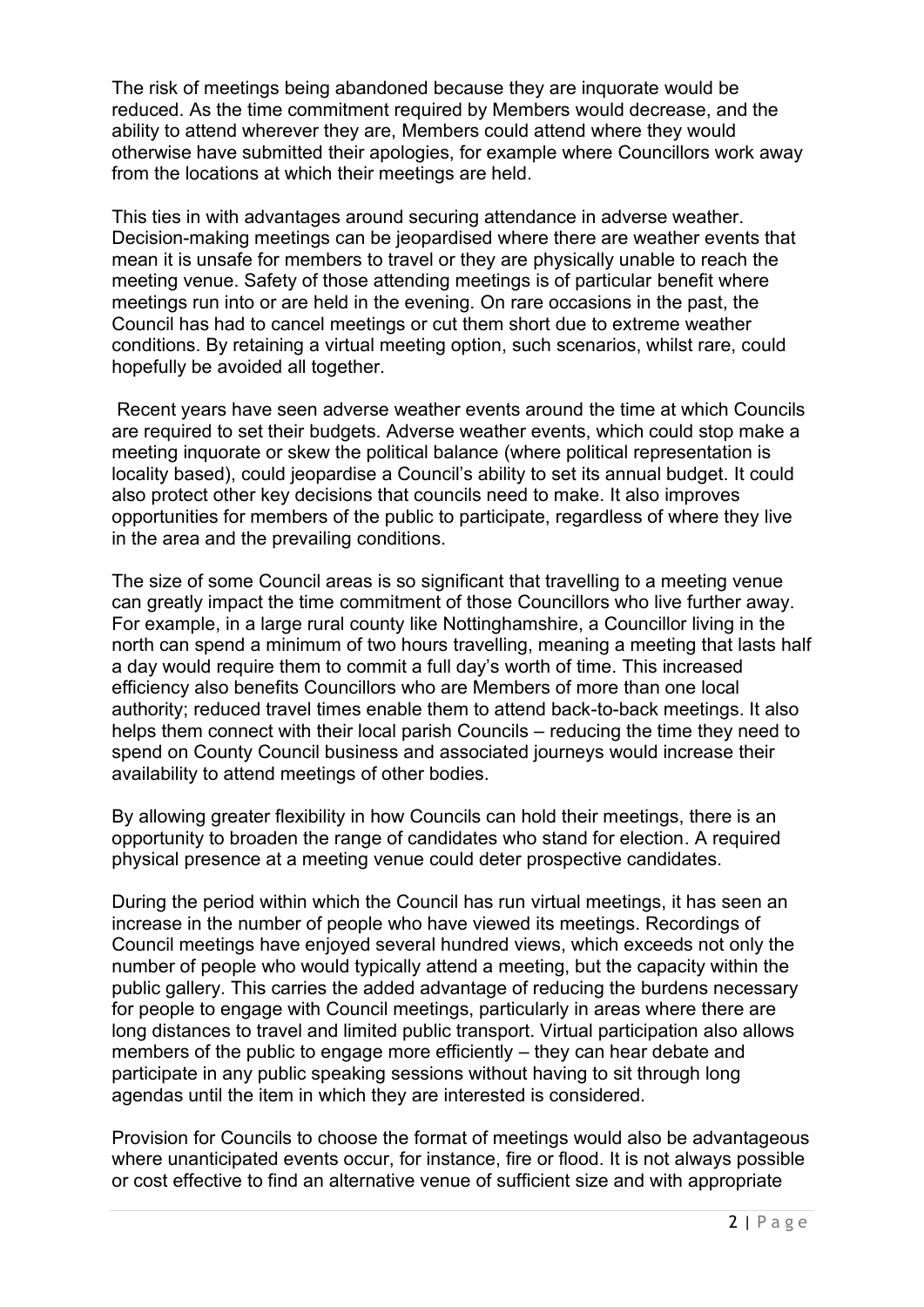The risk of meetings being abandoned because they are inquorate would be reduced. As the time commitment required by Members would decrease, and the ability to attend wherever they are, Members could attend where they would otherwise have submitted their apologies, for example where Councillors work away from the locations at which their meetings are held.

This ties in with advantages around securing attendance in adverse weather. Decision-making meetings can be jeopardised where there are weather events that mean it is unsafe for members to travel or they are physically unable to reach the meeting venue. Safety of those attending meetings is of particular benefit where meetings run into or are held in the evening. On rare occasions in the past, the Council has had to cancel meetings or cut them short due to extreme weather conditions. By retaining a virtual meeting option, such scenarios, whilst rare, could hopefully be avoided all together.

Recent years have seen adverse weather events around the time at which Councils are required to set their budgets. Adverse weather events, which could stop make a meeting inquorate or skew the political balance (where political representation is locality based), could jeopardise a Council's ability to set its annual budget. It could also protect other key decisions that councils need to make. It also improves opportunities for members of the public to participate, regardless of where they live in the area and the prevailing conditions.

The size of some Council areas is so significant that travelling to a meeting venue can greatly impact the time commitment of those Councillors who live further away. For example, in a large rural county like Nottinghamshire, a Councillor living in the north can spend a minimum of two hours travelling, meaning a meeting that lasts half a day would require them to commit a full day's worth of time. This increased efficiency also benefits Councillors who are Members of more than one local authority; reduced travel times enable them to attend back-to-back meetings. It also helps them connect with their local parish Councils – reducing the time they need to spend on County Council business and associated journeys would increase their availability to attend meetings of other bodies.

By allowing greater flexibility in how Councils can hold their meetings, there is an opportunity to broaden the range of candidates who stand for election. A required physical presence at a meeting venue could deter prospective candidates.

During the period within which the Council has run virtual meetings, it has seen an increase in the number of people who have viewed its meetings. Recordings of Council meetings have enjoyed several hundred views, which exceeds not only the number of people who would typically attend a meeting, but the capacity within the public gallery. This carries the added advantage of reducing the burdens necessary for people to engage with Council meetings, particularly in areas where there are long distances to travel and limited public transport. Virtual participation also allows members of the public to engage more efficiently – they can hear debate and participate in any public speaking sessions without having to sit through long agendas until the item in which they are interested is considered.

Provision for Councils to choose the format of meetings would also be advantageous where unanticipated events occur, for instance, fire or flood. It is not always possible or cost effective to find an alternative venue of sufficient size and with appropriate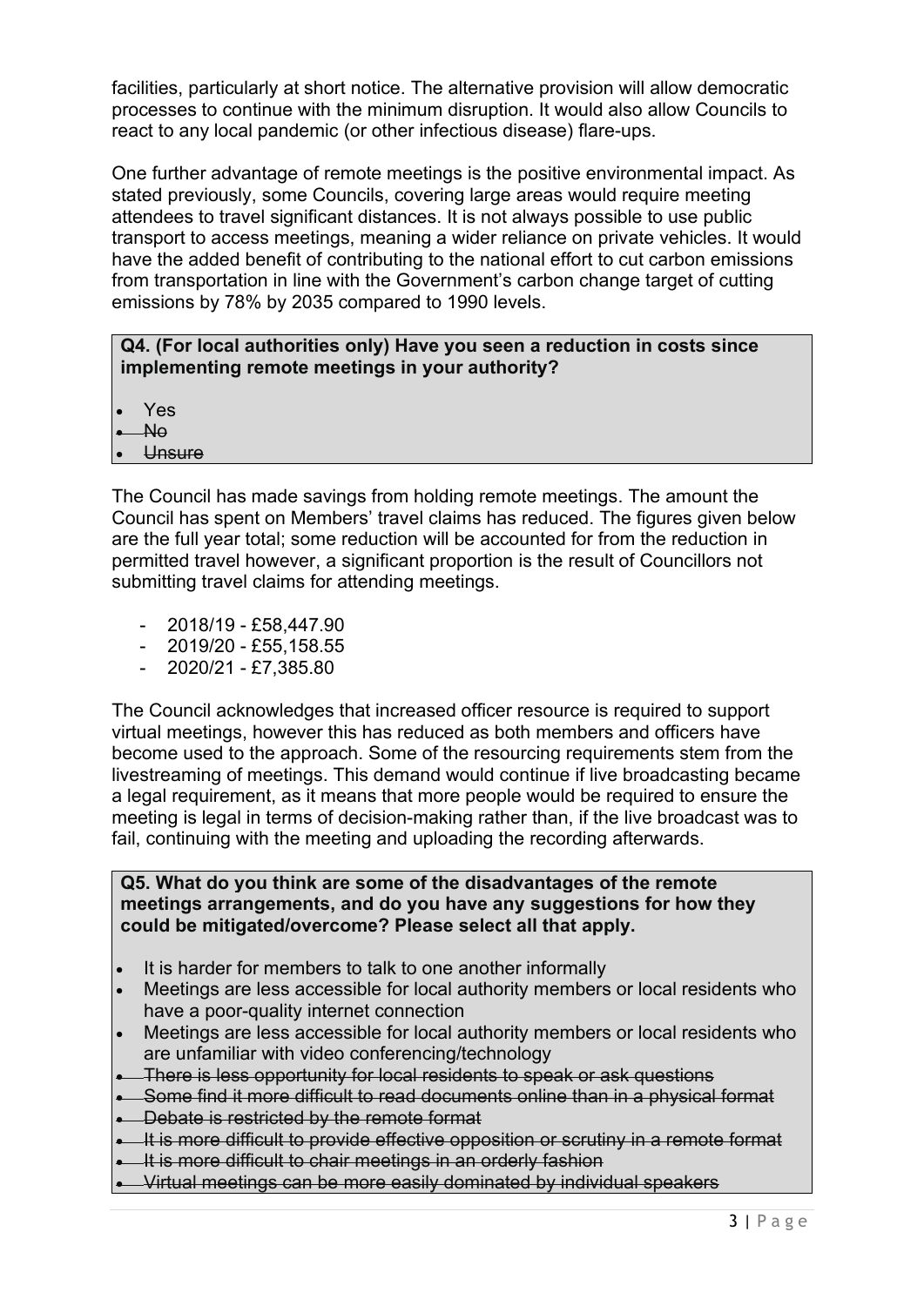facilities, particularly at short notice. The alternative provision will allow democratic processes to continue with the minimum disruption. It would also allow Councils to react to any local pandemic (or other infectious disease) flare-ups.

One further advantage of remote meetings is the positive environmental impact. As stated previously, some Councils, covering large areas would require meeting attendees to travel significant distances. It is not always possible to use public transport to access meetings, meaning a wider reliance on private vehicles. It would have the added benefit of contributing to the national effort to cut carbon emissions from transportation in line with the Government's carbon change target of cutting emissions by 78% by 2035 compared to 1990 levels.

**Q4. (For local authorities only) Have you seen a reduction in costs since implementing remote meetings in your authority?**

- Yes
- ~~No~~
- ~~Unsure~~

The Council has made savings from holding remote meetings. The amount the Council has spent on Members' travel claims has reduced. The figures given below are the full year total; some reduction will be accounted for from the reduction in permitted travel however, a significant proportion is the result of Councillors not submitting travel claims for attending meetings.

- 2018/19 - £58,447.90
- 2019/20 - £55,158.55
- 2020/21 - £7,385.80

The Council acknowledges that increased officer resource is required to support virtual meetings, however this has reduced as both members and officers have become used to the approach. Some of the resourcing requirements stem from the livestreaming of meetings. This demand would continue if live broadcasting became a legal requirement, as it means that more people would be required to ensure the meeting is legal in terms of decision-making rather than, if the live broadcast was to fail, continuing with the meeting and uploading the recording afterwards.

**Q5. What do you think are some of the disadvantages of the remote meetings arrangements, and do you have any suggestions for how they could be mitigated/overcome? Please select all that apply.**

- It is harder for members to talk to one another informally
- Meetings are less accessible for local authority members or local residents who have a poor-quality internet connection
- Meetings are less accessible for local authority members or local residents who are unfamiliar with video conferencing/technology
- ~~There is less opportunity for local residents to speak or ask questions~~
- ~~Some find it more difficult to read documents online than in a physical format~~
- ~~Debate is restricted by the remote format~~
- ~~It is more difficult to provide effective opposition or scrutiny in a remote format~~
- ~~It is more difficult to chair meetings in an orderly fashion~~
- ~~Virtual meetings can be more easily dominated by individual speakers~~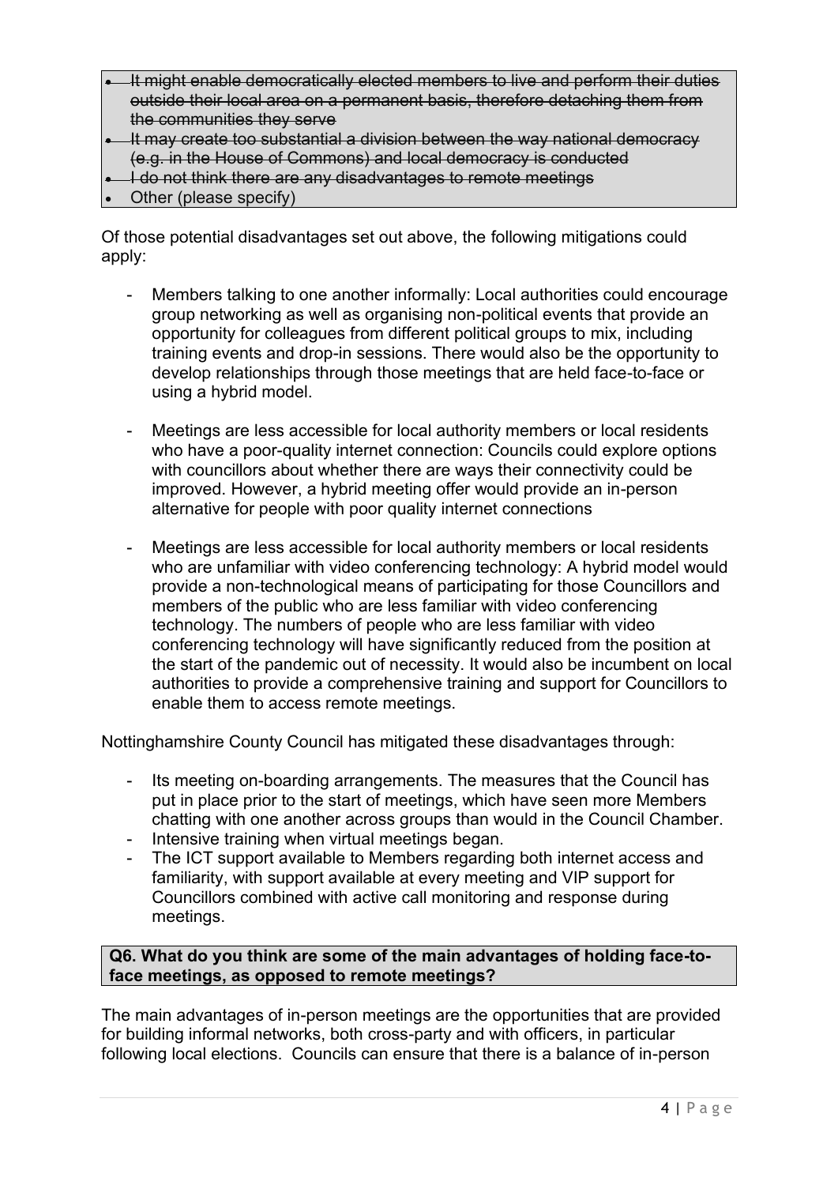- ~~It might enable democratically elected members to live and perform their duties outside their local area on a permanent basis, therefore detaching them from the communities they serve~~
- ~~It may create too substantial a division between the way national democracy (e.g. in the House of Commons) and local democracy is conducted~~
- ~~I do not think there are any disadvantages to remote meetings~~
- Other (please specify)

Of those potential disadvantages set out above, the following mitigations could apply:

- Members talking to one another informally: Local authorities could encourage group networking as well as organising non-political events that provide an opportunity for colleagues from different political groups to mix, including training events and drop-in sessions. There would also be the opportunity to develop relationships through those meetings that are held face-to-face or using a hybrid model.

- Meetings are less accessible for local authority members or local residents who have a poor-quality internet connection: Councils could explore options with councillors about whether there are ways their connectivity could be improved. However, a hybrid meeting offer would provide an in-person alternative for people with poor quality internet connections

- Meetings are less accessible for local authority members or local residents who are unfamiliar with video conferencing technology: A hybrid model would provide a non-technological means of participating for those Councillors and members of the public who are less familiar with video conferencing technology. The numbers of people who are less familiar with video conferencing technology will have significantly reduced from the position at the start of the pandemic out of necessity. It would also be incumbent on local authorities to provide a comprehensive training and support for Councillors to enable them to access remote meetings.

Nottinghamshire County Council has mitigated these disadvantages through:

- Its meeting on-boarding arrangements. The measures that the Council has put in place prior to the start of meetings, which have seen more Members chatting with one another across groups than would in the Council Chamber.
- Intensive training when virtual meetings began.
- The ICT support available to Members regarding both internet access and familiarity, with support available at every meeting and VIP support for Councillors combined with active call monitoring and response during meetings.

**Q6. What do you think are some of the main advantages of holding face-to-face meetings, as opposed to remote meetings?**

The main advantages of in-person meetings are the opportunities that are provided for building informal networks, both cross-party and with officers, in particular following local elections. Councils can ensure that there is a balance of in-person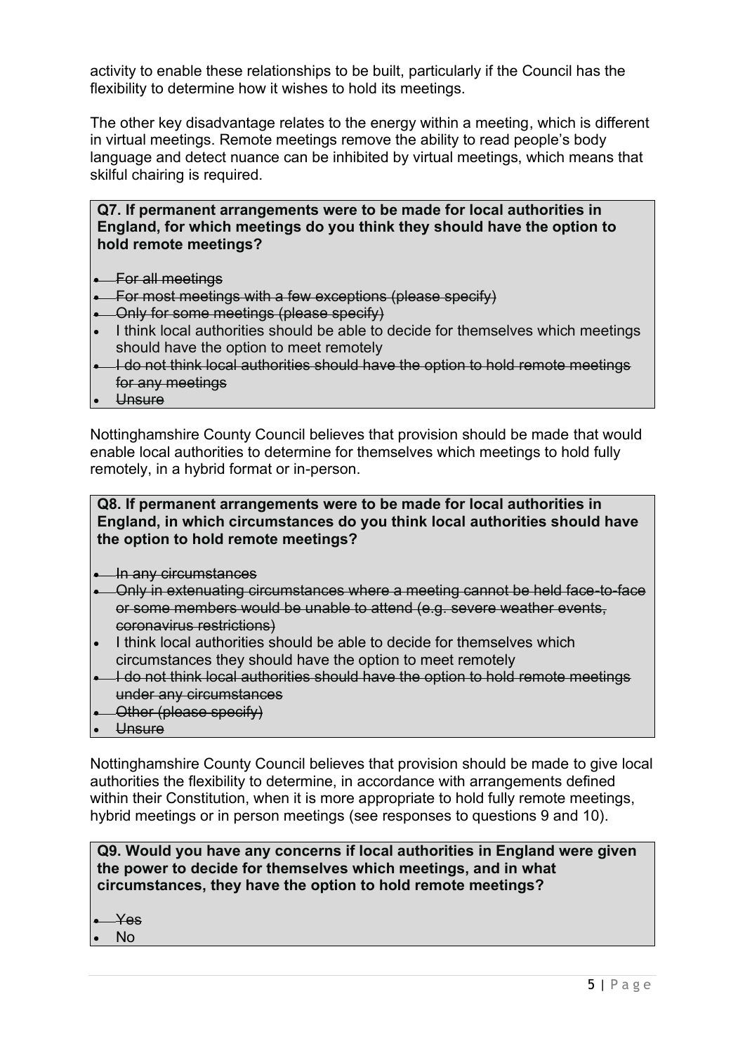activity to enable these relationships to be built, particularly if the Council has the flexibility to determine how it wishes to hold its meetings.

The other key disadvantage relates to the energy within a meeting, which is different in virtual meetings. Remote meetings remove the ability to read people's body language and detect nuance can be inhibited by virtual meetings, which means that skilful chairing is required.

**Q7. If permanent arrangements were to be made for local authorities in England, for which meetings do you think they should have the option to hold remote meetings?**

- ~~For all meetings~~
- ~~For most meetings with a few exceptions (please specify)~~
- ~~Only for some meetings (please specify)~~
- I think local authorities should be able to decide for themselves which meetings should have the option to meet remotely
- ~~I do not think local authorities should have the option to hold remote meetings for any meetings~~
- ~~Unsure~~

Nottinghamshire County Council believes that provision should be made that would enable local authorities to determine for themselves which meetings to hold fully remotely, in a hybrid format or in-person.

**Q8. If permanent arrangements were to be made for local authorities in England, in which circumstances do you think local authorities should have the option to hold remote meetings?**

- ~~In any circumstances~~
- ~~Only in extenuating circumstances where a meeting cannot be held face-to-face or some members would be unable to attend (e.g. severe weather events, coronavirus restrictions)~~
- I think local authorities should be able to decide for themselves which circumstances they should have the option to meet remotely
- ~~I do not think local authorities should have the option to hold remote meetings under any circumstances~~
- ~~Other (please specify)~~
- ~~Unsure~~

Nottinghamshire County Council believes that provision should be made to give local authorities the flexibility to determine, in accordance with arrangements defined within their Constitution, when it is more appropriate to hold fully remote meetings, hybrid meetings or in person meetings (see responses to questions 9 and 10).

**Q9. Would you have any concerns if local authorities in England were given the power to decide for themselves which meetings, and in what circumstances, they have the option to hold remote meetings?**

- ~~Yes~~
- No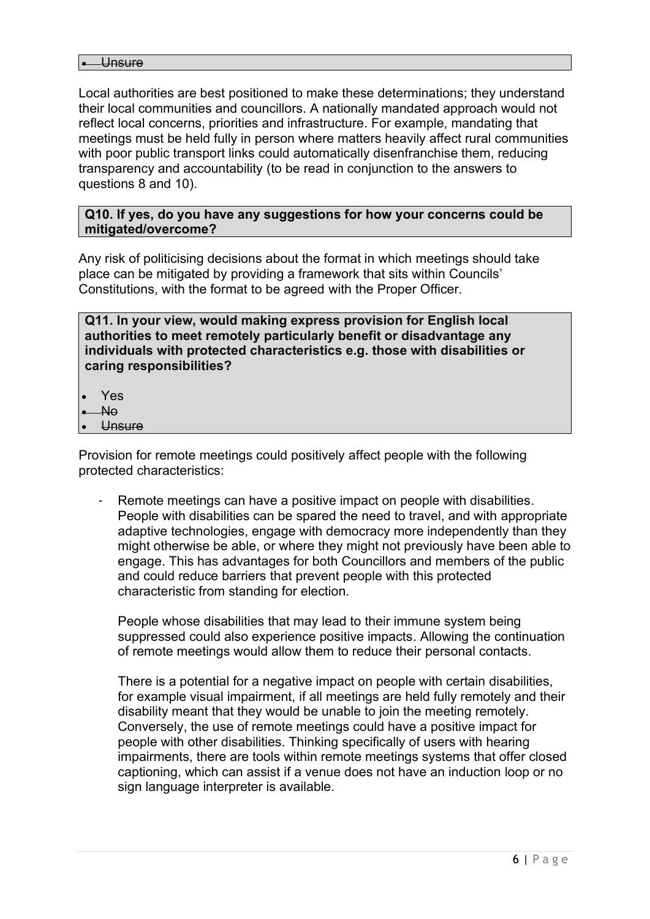- ~~Unsure~~

Local authorities are best positioned to make these determinations; they understand their local communities and councillors. A nationally mandated approach would not reflect local concerns, priorities and infrastructure. For example, mandating that meetings must be held fully in person where matters heavily affect rural communities with poor public transport links could automatically disenfranchise them, reducing transparency and accountability (to be read in conjunction to the answers to questions 8 and 10).

**Q10. If yes, do you have any suggestions for how your concerns could be mitigated/overcome?**

Any risk of politicising decisions about the format in which meetings should take place can be mitigated by providing a framework that sits within Councils' Constitutions, with the format to be agreed with the Proper Officer.

**Q11. In your view, would making express provision for English local authorities to meet remotely particularly benefit or disadvantage any individuals with protected characteristics e.g. those with disabilities or caring responsibilities?**

- Yes
- ~~No~~
- ~~Unsure~~

Provision for remote meetings could positively affect people with the following protected characteristics:

- Remote meetings can have a positive impact on people with disabilities. People with disabilities can be spared the need to travel, and with appropriate adaptive technologies, engage with democracy more independently than they might otherwise be able, or where they might not previously have been able to engage. This has advantages for both Councillors and members of the public and could reduce barriers that prevent people with this protected characteristic from standing for election.

  People whose disabilities that may lead to their immune system being suppressed could also experience positive impacts. Allowing the continuation of remote meetings would allow them to reduce their personal contacts.

  There is a potential for a negative impact on people with certain disabilities, for example visual impairment, if all meetings are held fully remotely and their disability meant that they would be unable to join the meeting remotely. Conversely, the use of remote meetings could have a positive impact for people with other disabilities. Thinking specifically of users with hearing impairments, there are tools within remote meetings systems that offer closed captioning, which can assist if a venue does not have an induction loop or no sign language interpreter is available.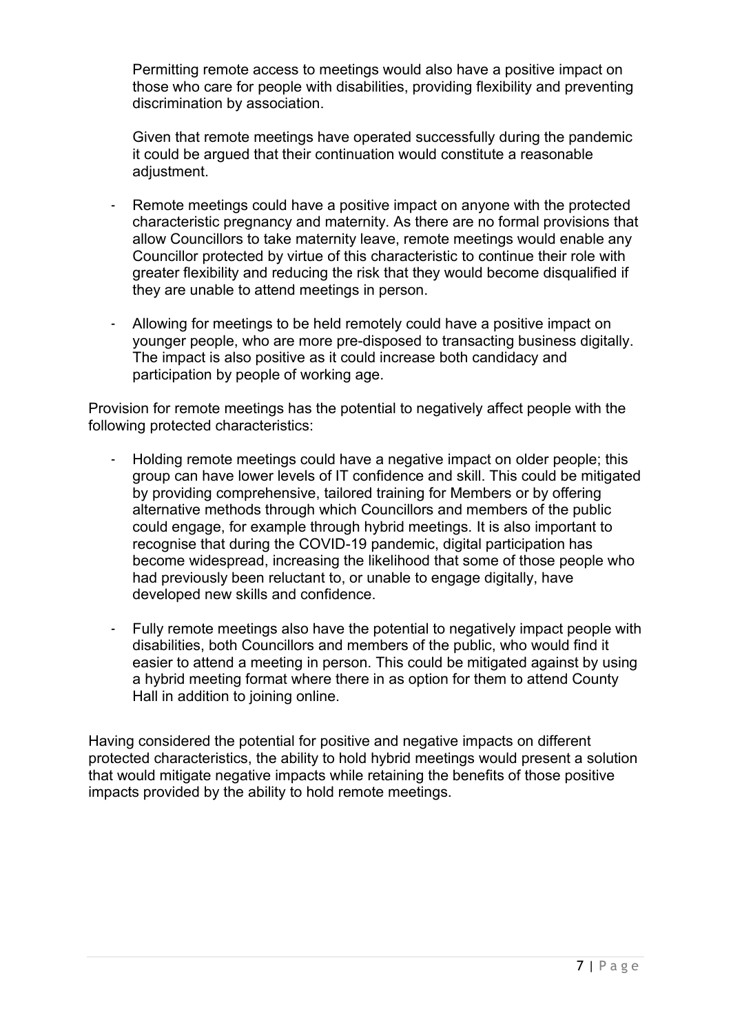Permitting remote access to meetings would also have a positive impact on those who care for people with disabilities, providing flexibility and preventing discrimination by association.

Given that remote meetings have operated successfully during the pandemic it could be argued that their continuation would constitute a reasonable adjustment.

- Remote meetings could have a positive impact on anyone with the protected characteristic pregnancy and maternity. As there are no formal provisions that allow Councillors to take maternity leave, remote meetings would enable any Councillor protected by virtue of this characteristic to continue their role with greater flexibility and reducing the risk that they would become disqualified if they are unable to attend meetings in person.
- Allowing for meetings to be held remotely could have a positive impact on younger people, who are more pre-disposed to transacting business digitally. The impact is also positive as it could increase both candidacy and participation by people of working age.

Provision for remote meetings has the potential to negatively affect people with the following protected characteristics:

- Holding remote meetings could have a negative impact on older people; this group can have lower levels of IT confidence and skill. This could be mitigated by providing comprehensive, tailored training for Members or by offering alternative methods through which Councillors and members of the public could engage, for example through hybrid meetings. It is also important to recognise that during the COVID-19 pandemic, digital participation has become widespread, increasing the likelihood that some of those people who had previously been reluctant to, or unable to engage digitally, have developed new skills and confidence.
- Fully remote meetings also have the potential to negatively impact people with disabilities, both Councillors and members of the public, who would find it easier to attend a meeting in person. This could be mitigated against by using a hybrid meeting format where there in as option for them to attend County Hall in addition to joining online.

Having considered the potential for positive and negative impacts on different protected characteristics, the ability to hold hybrid meetings would present a solution that would mitigate negative impacts while retaining the benefits of those positive impacts provided by the ability to hold remote meetings.